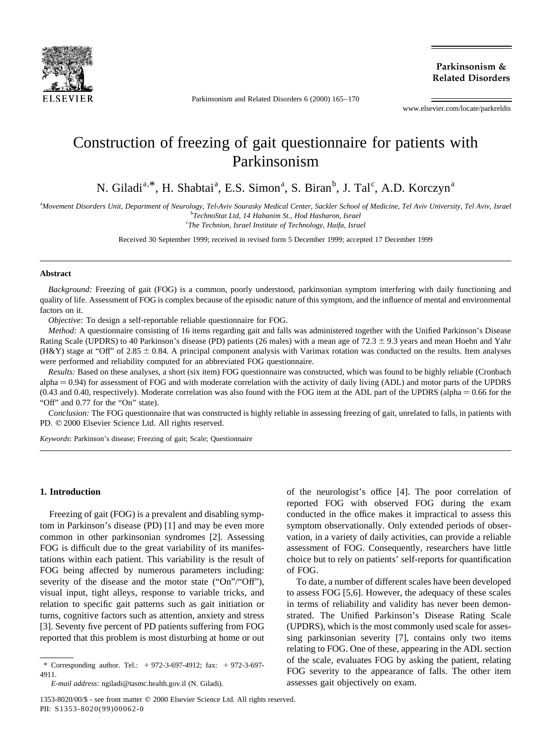# Construction of freezing of gait questionnaire for patients with Parkinsonism

N. Giladi[a,*], H. Shabtai[a], E.S. Simon[a], S. Biran[b], J. Tal[c], A.D. Korczyn[a]

[a]*Movement Disorders Unit, Department of Neurology, Tel-Aviv Sourasky Medical Center, Sackler School of Medicine, Tel Aviv University, Tel Aviv, Israel*
[b]*TechnoStat Ltd, 14 Habanim St., Hod Hasharon, Israel*
[c]*The Technion, Israel Institute of Technology, Haifa, Israel*

Received 30 September 1999; received in revised form 5 December 1999; accepted 17 December 1999

## Abstract

*Background:* Freezing of gait (FOG) is a common, poorly understood, parkinsonian symptom interfering with daily functioning and quality of life. Assessment of FOG is complex because of the episodic nature of this symptom, and the influence of mental and environmental factors on it.

*Objective:* To design a self-reportable reliable questionnaire for FOG.

*Method:* A questionnaire consisting of 16 items regarding gait and falls was administered together with the Unified Parkinson's Disease Rating Scale (UPDRS) to 40 Parkinson's disease (PD) patients (26 males) with a mean age of $72.3 \pm 9.3$ years and mean Hoehn and Yahr (H&Y) stage at "Off" of $2.85 \pm 0.84$. A principal component analysis with Varimax rotation was conducted on the results. Item analyses were performed and reliability computed for an abbreviated FOG questionnaire.

*Results:* Based on these analyses, a short (six item) FOG questionnaire was constructed, which was found to be highly reliable (Cronbach alpha = 0.94) for assessment of FOG and with moderate correlation with the activity of daily living (ADL) and motor parts of the UPDRS (0.43 and 0.40, respectively). Moderate correlation was also found with the FOG item at the ADL part of the UPDRS (alpha = 0.66 for the "Off" and 0.77 for the "On" state).

*Conclusion:* The FOG questionnaire that was constructed is highly reliable in assessing freezing of gait, unrelated to falls, in patients with PD. © 2000 Elsevier Science Ltd. All rights reserved.

*Keywords*: Parkinson's disease; Freezing of gait; Scale; Questionnaire

## 1. Introduction

Freezing of gait (FOG) is a prevalent and disabling symptom in Parkinson's disease (PD) [1] and may be even more common in other parkinsonian syndromes [2]. Assessing FOG is difficult due to the great variability of its manifestations within each patient. This variability is the result of FOG being affected by numerous parameters including: severity of the disease and the motor state ("On"/"Off"), visual input, tight alleys, response to variable tricks, and relation to specific gait patterns such as gait initiation or turns, cognitive factors such as attention, anxiety and stress [3]. Seventy five percent of PD patients suffering from FOG reported that this problem is most disturbing at home or out of the neurologist's office [4]. The poor correlation of reported FOG with observed FOG during the exam conducted in the office makes it impractical to assess this symptom observationally. Only extended periods of observation, in a variety of daily activities, can provide a reliable assessment of FOG. Consequently, researchers have little choice but to rely on patients' self-reports for quantification of FOG.

To date, a number of different scales have been developed to assess FOG [5,6]. However, the adequacy of these scales in terms of reliability and validity has never been demonstrated. The Unified Parkinson's Disease Rating Scale (UPDRS), which is the most commonly used scale for assessing parkinsonian severity [7], contains only two items relating to FOG. One of these, appearing in the ADL section of the scale, evaluates FOG by asking the patient, relating FOG severity to the appearance of falls. The other item assesses gait objectively on exam.

\* Corresponding author. Tel.: +972-3-697-4912; fax: +972-3-697-4911.

*E-mail address:* ngiladi@tasmc.health.gov.il (N. Giladi).

1353-8020/00/$ - see front matter © 2000 Elsevier Science Ltd. All rights reserved.
PII: S1353-8020(99)00062-0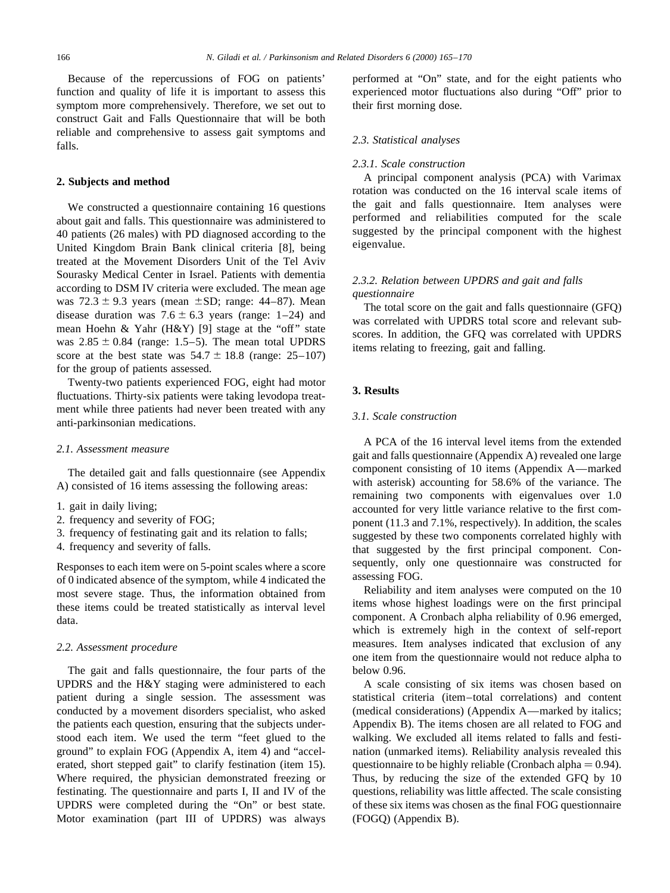Because of the repercussions of FOG on patients' function and quality of life it is important to assess this symptom more comprehensively. Therefore, we set out to construct Gait and Falls Questionnaire that will be both reliable and comprehensive to assess gait symptoms and falls.

## 2. Subjects and method

We constructed a questionnaire containing 16 questions about gait and falls. This questionnaire was administered to 40 patients (26 males) with PD diagnosed according to the United Kingdom Brain Bank clinical criteria [8], being treated at the Movement Disorders Unit of the Tel Aviv Sourasky Medical Center in Israel. Patients with dementia according to DSM IV criteria were excluded. The mean age was $72.3 \pm 9.3$ years (mean $\pm$SD; range: 44–87). Mean disease duration was $7.6 \pm 6.3$ years (range: 1–24) and mean Hoehn & Yahr (H&Y) [9] stage at the "off" state was $2.85 \pm 0.84$ (range: 1.5–5). The mean total UPDRS score at the best state was $54.7 \pm 18.8$ (range: 25–107) for the group of patients assessed.

Twenty-two patients experienced FOG, eight had motor fluctuations. Thirty-six patients were taking levodopa treatment while three patients had never been treated with any anti-parkinsonian medications.

### 2.1. Assessment measure

The detailed gait and falls questionnaire (see Appendix A) consisted of 16 items assessing the following areas:

1. gait in daily living;
2. frequency and severity of FOG;
3. frequency of festinating gait and its relation to falls;
4. frequency and severity of falls.

Responses to each item were on 5-point scales where a score of 0 indicated absence of the symptom, while 4 indicated the most severe stage. Thus, the information obtained from these items could be treated statistically as interval level data.

### 2.2. Assessment procedure

The gait and falls questionnaire, the four parts of the UPDRS and the H&Y staging were administered to each patient during a single session. The assessment was conducted by a movement disorders specialist, who asked the patients each question, ensuring that the subjects understood each item. We used the term "feet glued to the ground" to explain FOG (Appendix A, item 4) and "accelerated, short stepped gait" to clarify festination (item 15). Where required, the physician demonstrated freezing or festinating. The questionnaire and parts I, II and IV of the UPDRS were completed during the "On" or best state. Motor examination (part III of UPDRS) was always performed at "On" state, and for the eight patients who experienced motor fluctuations also during "Off" prior to their first morning dose.

### 2.3. Statistical analyses

#### 2.3.1. Scale construction

A principal component analysis (PCA) with Varimax rotation was conducted on the 16 interval scale items of the gait and falls questionnaire. Item analyses were performed and reliabilities computed for the scale suggested by the principal component with the highest eigenvalue.

#### 2.3.2. Relation between UPDRS and gait and falls questionnaire

The total score on the gait and falls questionnaire (GFQ) was correlated with UPDRS total score and relevant subscores. In addition, the GFQ was correlated with UPDRS items relating to freezing, gait and falling.

## 3. Results

### 3.1. Scale construction

A PCA of the 16 interval level items from the extended gait and falls questionnaire (Appendix A) revealed one large component consisting of 10 items (Appendix A—marked with asterisk) accounting for 58.6% of the variance. The remaining two components with eigenvalues over 1.0 accounted for very little variance relative to the first component (11.3 and 7.1%, respectively). In addition, the scales suggested by these two components correlated highly with that suggested by the first principal component. Consequently, only one questionnaire was constructed for assessing FOG.

Reliability and item analyses were computed on the 10 items whose highest loadings were on the first principal component. A Cronbach alpha reliability of 0.96 emerged, which is extremely high in the context of self-report measures. Item analyses indicated that exclusion of any one item from the questionnaire would not reduce alpha to below 0.96.

A scale consisting of six items was chosen based on statistical criteria (item–total correlations) and content (medical considerations) (Appendix A—marked by italics; Appendix B). The items chosen are all related to FOG and walking. We excluded all items related to falls and festination (unmarked items). Reliability analysis revealed this questionnaire to be highly reliable (Cronbach alpha = 0.94). Thus, by reducing the size of the extended GFQ by 10 questions, reliability was little affected. The scale consisting of these six items was chosen as the final FOG questionnaire (FOGQ) (Appendix B).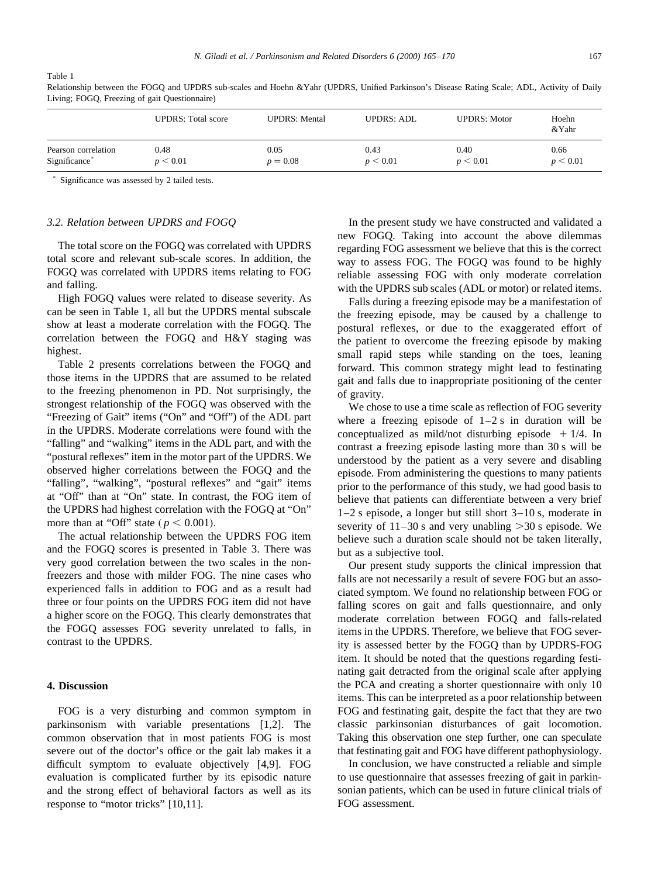Table 1
Relationship between the FOGQ and UPDRS sub-scales and Hoehn &Yahr (UPDRS, Unified Parkinson's Disease Rating Scale; ADL, Activity of Daily Living; FOGQ, Freezing of gait Questionnaire)

| | UPDRS: Total score | UPDRS: Mental | UPDRS: ADL | UPDRS: Motor | Hoehn &Yahr |
|---|---|---|---|---|---|
| Pearson correlation | 0.48 | 0.05 | 0.43 | 0.40 | 0.66 |
| Significance* | $p < 0.01$ | $p = 0.08$ | $p < 0.01$ | $p < 0.01$ | $p < 0.01$ |

\* Significance was assessed by 2 tailed tests.

### 3.2. Relation between UPDRS and FOGQ

The total score on the FOGQ was correlated with UPDRS total score and relevant sub-scale scores. In addition, the FOGQ was correlated with UPDRS items relating to FOG and falling.

High FOGQ values were related to disease severity. As can be seen in Table 1, all but the UPDRS mental subscale show at least a moderate correlation with the FOGQ. The correlation between the FOGQ and H&Y staging was highest.

Table 2 presents correlations between the FOGQ and those items in the UPDRS that are assumed to be related to the freezing phenomenon in PD. Not surprisingly, the strongest relationship of the FOGQ was observed with the "Freezing of Gait" items ("On" and "Off") of the ADL part in the UPDRS. Moderate correlations were found with the "falling" and "walking" items in the ADL part, and with the "postural reflexes" item in the motor part of the UPDRS. We observed higher correlations between the FOGQ and the "falling", "walking", "postural reflexes" and "gait" items at "Off" than at "On" state. In contrast, the FOG item of the UPDRS had highest correlation with the FOGQ at "On" more than at "Off" state ($p < 0.001$).

The actual relationship between the UPDRS FOG item and the FOGQ scores is presented in Table 3. There was very good correlation between the two scales in the non-freezers and those with milder FOG. The nine cases who experienced falls in addition to FOG and as a result had three or four points on the UPDRS FOG item did not have a higher score on the FOGQ. This clearly demonstrates that the FOGQ assesses FOG severity unrelated to falls, in contrast to the UPDRS.

## 4. Discussion

FOG is a very disturbing and common symptom in parkinsonism with variable presentations [1,2]. The common observation that in most patients FOG is most severe out of the doctor's office or the gait lab makes it a difficult symptom to evaluate objectively [4,9]. FOG evaluation is complicated further by its episodic nature and the strong effect of behavioral factors as well as its response to "motor tricks" [10,11].

In the present study we have constructed and validated a new FOGQ. Taking into account the above dilemmas regarding FOG assessment we believe that this is the correct way to assess FOG. The FOGQ was found to be highly reliable assessing FOG with only moderate correlation with the UPDRS sub scales (ADL or motor) or related items.

Falls during a freezing episode may be a manifestation of the freezing episode, may be caused by a challenge to postural reflexes, or due to the exaggerated effort of the patient to overcome the freezing episode by making small rapid steps while standing on the toes, leaning forward. This common strategy might lead to festinating gait and falls due to inappropriate positioning of the center of gravity.

We chose to use a time scale as reflection of FOG severity where a freezing episode of 1–2 s in duration will be conceptualized as mild/not disturbing episode + 1/4. In contrast a freezing episode lasting more than 30 s will be understood by the patient as a very severe and disabling episode. From administering the questions to many patients prior to the performance of this study, we had good basis to believe that patients can differentiate between a very brief 1–2 s episode, a longer but still short 3–10 s, moderate in severity of 11–30 s and very unabling >30 s episode. We believe such a duration scale should not be taken literally, but as a subjective tool.

Our present study supports the clinical impression that falls are not necessarily a result of severe FOG but an associated symptom. We found no relationship between FOG or falling scores on gait and falls questionnaire, and only moderate correlation between FOGQ and falls-related items in the UPDRS. Therefore, we believe that FOG severity is assessed better by the FOGQ than by UPDRS-FOG item. It should be noted that the questions regarding festinating gait detracted from the original scale after applying the PCA and creating a shorter questionnaire with only 10 items. This can be interpreted as a poor relationship between FOG and festinating gait, despite the fact that they are two classic parkinsonian disturbances of gait locomotion. Taking this observation one step further, one can speculate that festinating gait and FOG have different pathophysiology.

In conclusion, we have constructed a reliable and simple to use questionnaire that assesses freezing of gait in parkinsonian patients, which can be used in future clinical trials of FOG assessment.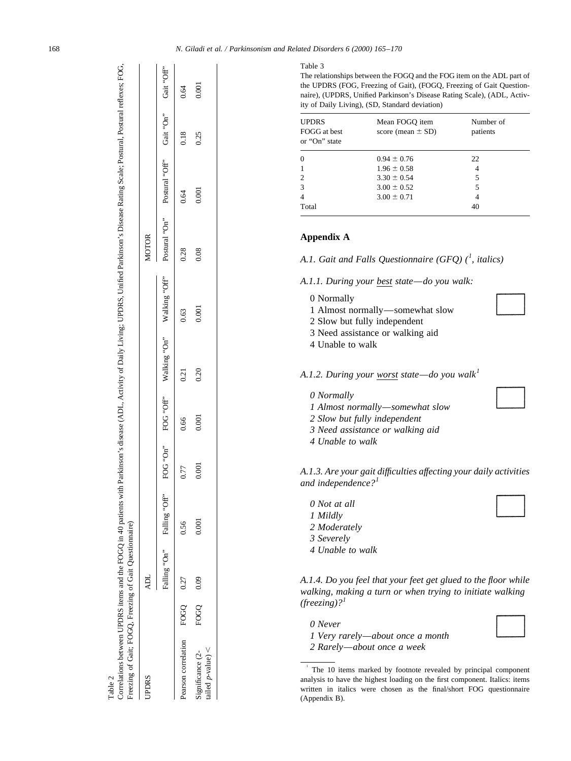Table 2

Correlations between UPDRS items and the FOGQ in 40 patients with Parkinson's disease (ADL, Activity of Daily Living; UPDRS, Unified Parkinson's Disease Rating Scale; Postural, Postural reflexes; FOG, Freezing of Gait; FOGQ, Freezing of Gait Questionnaire)

| UPDRS | | ADL | | | | | | MOTOR | | | |
|---|---|---|---|---|---|---|---|---|---|---|---|
| | | Falling "On" | Falling "Off" | FOG "On" | FOG "Off" | Walking "On" | Walking "Off" | Postural "On" | Postural "Off" | Gait "On" | Gait "Off" |
| Pearson correlation | FOGQ | 0.27 | 0.56 | 0.77 | 0.66 | 0.21 | 0.63 | 0.28 | 0.64 | 0.18 | 0.64 |
| Significance (2-tailed *p*-value) < | FOGQ | 0.09 | 0.001 | 0.001 | 0.001 | 0.20 | 0.001 | 0.08 | 0.001 | 0.25 | 0.001 |

Table 3

The relationships between the FOGQ and the FOG item on the ADL part of the UPDRS (FOG, Freezing of Gait), (FOGQ, Freezing of Gait Questionnaire), (UPDRS, Unified Parkinson's Disease Rating Scale), (ADL, Activity of Daily Living), (SD, Standard deviation)

| UPDRS FOGG at best or "On" state | Mean FOGQ item score (mean ± SD) | Number of patients |
|---|---|---|
| 0 | 0.94 ± 0.76 | 22 |
| 1 | 1.96 ± 0.58 | 4 |
| 2 | 3.30 ± 0.54 | 5 |
| 3 | 3.00 ± 0.52 | 5 |
| 4 | 3.00 ± 0.71 | 4 |
| Total | | 40 |

## Appendix A

### *A.1. Gait and Falls Questionnaire (GFQ) ([1], italics)*

#### *A.1.1. During your best state—do you walk:*

0 Normally
1 Almost normally—somewhat slow
2 Slow but fully independent
3 Need assistance or walking aid
4 Unable to walk

#### *A.1.2. During your worst state—do you walk*[1]

*0 Normally*
*1 Almost normally—somewhat slow*
*2 Slow but fully independent*
*3 Need assistance or walking aid*
*4 Unable to walk*

#### *A.1.3. Are your gait difficulties affecting your daily activities and independence?*[1]

*0 Not at all*
*1 Mildly*
*2 Moderately*
*3 Severely*
*4 Unable to walk*

#### *A.1.4. Do you feel that your feet get glued to the floor while walking, making a turn or when trying to initiate walking (freezing)?*[1]

*0 Never*
*1 Very rarely—about once a month*
*2 Rarely—about once a week*

[1] The 10 items marked by footnote revealed by principal component analysis to have the highest loading on the first component. Italics: items written in italics were chosen as the final/short FOG questionnaire (Appendix B).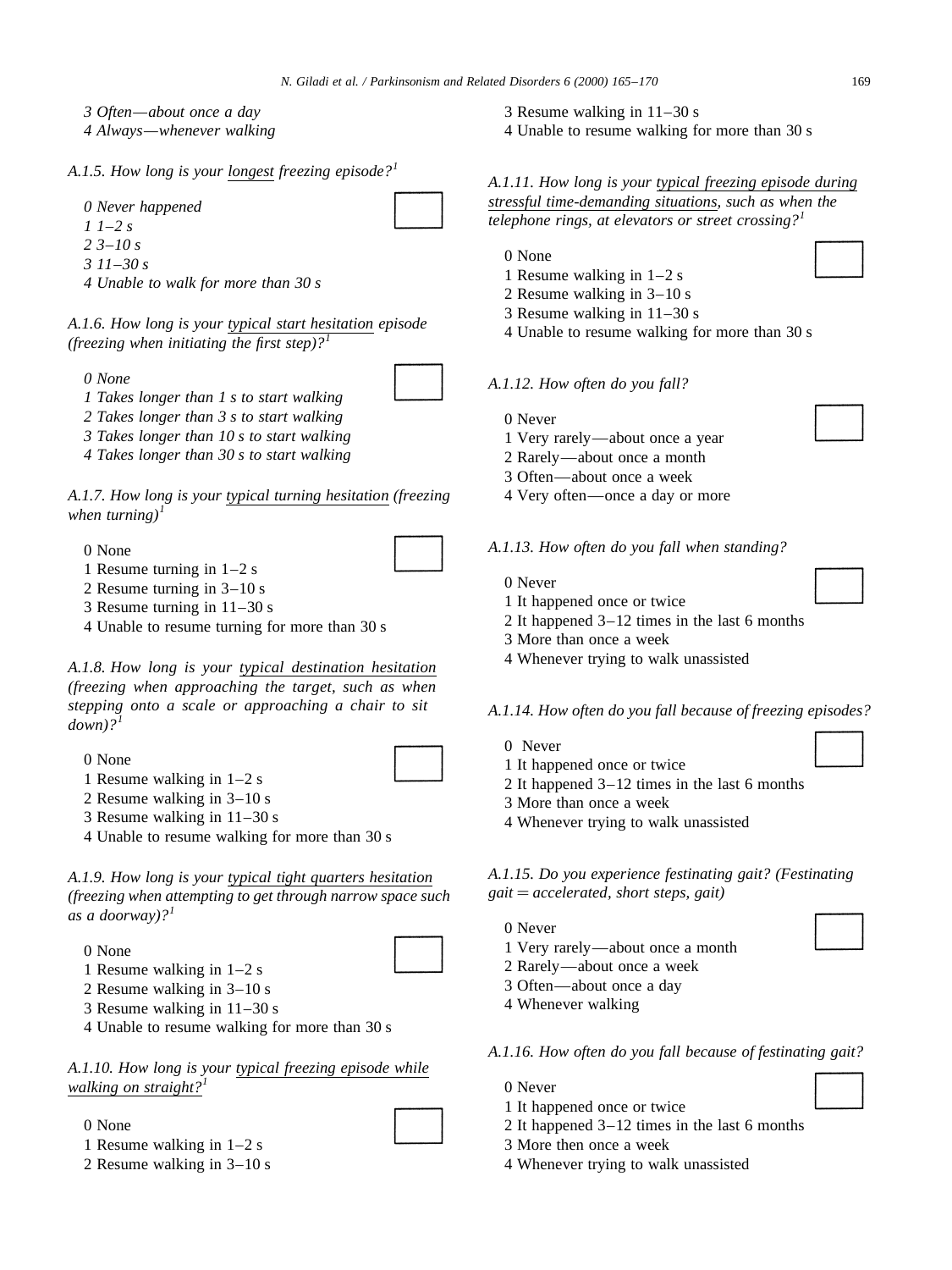*3 Often—about once a day*
*4 Always—whenever walking*

*A.1.5. How long is your longest freezing episode?*[1]

*0 Never happened*
*1 1–2 s*
*2 3–10 s*
*3 11–30 s*
*4 Unable to walk for more than 30 s*

*A.1.6. How long is your typical start hesitation episode (freezing when initiating the first step)?*[1]

*0 None*
*1 Takes longer than 1 s to start walking*
*2 Takes longer than 3 s to start walking*
*3 Takes longer than 10 s to start walking*
*4 Takes longer than 30 s to start walking*

*A.1.7. How long is your typical turning hesitation (freezing when turning)*[1]

0 None
1 Resume turning in 1–2 s
2 Resume turning in 3–10 s
3 Resume turning in 11–30 s
4 Unable to resume turning for more than 30 s

*A.1.8. How long is your typical destination hesitation (freezing when approaching the target, such as when stepping onto a scale or approaching a chair to sit down)?*[1]

0 None
1 Resume walking in 1–2 s
2 Resume walking in 3–10 s
3 Resume walking in 11–30 s
4 Unable to resume walking for more than 30 s

*A.1.9. How long is your typical tight quarters hesitation (freezing when attempting to get through narrow space such as a doorway)?*[1]

0 None
1 Resume walking in 1–2 s
2 Resume walking in 3–10 s
3 Resume walking in 11–30 s
4 Unable to resume walking for more than 30 s

*A.1.10. How long is your typical freezing episode while walking on straight?*[1]

0 None
1 Resume walking in 1–2 s
2 Resume walking in 3–10 s
3 Resume walking in 11–30 s
4 Unable to resume walking for more than 30 s

*A.1.11. How long is your typical freezing episode during stressful time-demanding situations, such as when the telephone rings, at elevators or street crossing?*[1]

0 None
1 Resume walking in 1–2 s
2 Resume walking in 3–10 s
3 Resume walking in 11–30 s
4 Unable to resume walking for more than 30 s

*A.1.12. How often do you fall?*

0 Never
1 Very rarely—about once a year
2 Rarely—about once a month
3 Often—about once a week
4 Very often—once a day or more

*A.1.13. How often do you fall when standing?*

0 Never
1 It happened once or twice
2 It happened 3–12 times in the last 6 months
3 More than once a week
4 Whenever trying to walk unassisted

*A.1.14. How often do you fall because of freezing episodes?*

0 Never
1 It happened once or twice
2 It happened 3–12 times in the last 6 months
3 More than once a week
4 Whenever trying to walk unassisted

*A.1.15. Do you experience festinating gait? (Festinating gait = accelerated, short steps, gait)*

0 Never
1 Very rarely—about once a month
2 Rarely—about once a week
3 Often—about once a day
4 Whenever walking

*A.1.16. How often do you fall because of festinating gait?*

0 Never
1 It happened once or twice
2 It happened 3–12 times in the last 6 months
3 More then once a week
4 Whenever trying to walk unassisted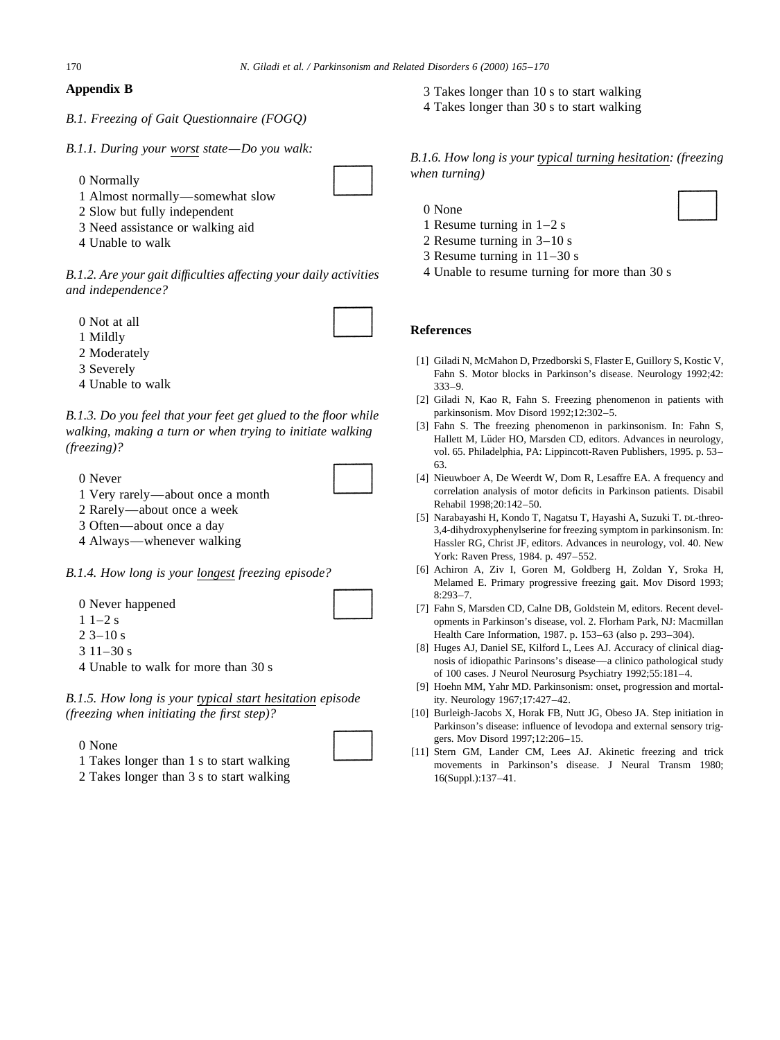## Appendix B

### *B.1. Freezing of Gait Questionnaire (FOGQ)*

*B.1.1. During your worst state—Do you walk:*

0 Normally
1 Almost normally—somewhat slow
2 Slow but fully independent
3 Need assistance or walking aid
4 Unable to walk

*B.1.2. Are your gait difficulties affecting your daily activities and independence?*

0 Not at all
1 Mildly
2 Moderately
3 Severely
4 Unable to walk

*B.1.3. Do you feel that your feet get glued to the floor while walking, making a turn or when trying to initiate walking (freezing)?*

0 Never
1 Very rarely—about once a month
2 Rarely—about once a week
3 Often—about once a day
4 Always—whenever walking

*B.1.4. How long is your longest freezing episode?*

0 Never happened
1 1–2 s
2 3–10 s
3 11–30 s
4 Unable to walk for more than 30 s

*B.1.5. How long is your typical start hesitation episode (freezing when initiating the first step)?*

0 None
1 Takes longer than 1 s to start walking
2 Takes longer than 3 s to start walking
3 Takes longer than 10 s to start walking
4 Takes longer than 30 s to start walking

*B.1.6. How long is your typical turning hesitation: (freezing when turning)*

0 None
1 Resume turning in 1–2 s
2 Resume turning in 3–10 s
3 Resume turning in 11–30 s
4 Unable to resume turning for more than 30 s

## References

[1] Giladi N, McMahon D, Przedborski S, Flaster E, Guillory S, Kostic V, Fahn S. Motor blocks in Parkinson's disease. Neurology 1992;42: 333–9.

[2] Giladi N, Kao R, Fahn S. Freezing phenomenon in patients with parkinsonism. Mov Disord 1992;12:302–5.

[3] Fahn S. The freezing phenomenon in parkinsonism. In: Fahn S, Hallett M, Lüder HO, Marsden CD, editors. Advances in neurology, vol. 65. Philadelphia, PA: Lippincott-Raven Publishers, 1995. p. 53–63.

[4] Nieuwboer A, De Weerdt W, Dom R, Lesaffre EA. A frequency and correlation analysis of motor deficits in Parkinson patients. Disabil Rehabil 1998;20:142–50.

[5] Narabayashi H, Kondo T, Nagatsu T, Hayashi A, Suzuki T. DL-threo-3,4-dihydroxyphenylserine for freezing symptom in parkinsonism. In: Hassler RG, Christ JF, editors. Advances in neurology, vol. 40. New York: Raven Press, 1984. p. 497–552.

[6] Achiron A, Ziv I, Goren M, Goldberg H, Zoldan Y, Sroka H, Melamed E. Primary progressive freezing gait. Mov Disord 1993; 8:293–7.

[7] Fahn S, Marsden CD, Calne DB, Goldstein M, editors. Recent developments in Parkinson's disease, vol. 2. Florham Park, NJ: Macmillan Health Care Information, 1987. p. 153–63 (also p. 293–304).

[8] Huges AJ, Daniel SE, Kilford L, Lees AJ. Accuracy of clinical diagnosis of idiopathic Parinsons's disease—a clinico pathological study of 100 cases. J Neurol Neurosurg Psychiatry 1992;55:181–4.

[9] Hoehn MM, Yahr MD. Parkinsonism: onset, progression and mortality. Neurology 1967;17:427–42.

[10] Burleigh-Jacobs X, Horak FB, Nutt JG, Obeso JA. Step initiation in Parkinson's disease: influence of levodopa and external sensory triggers. Mov Disord 1997;12:206–15.

[11] Stern GM, Lander CM, Lees AJ. Akinetic freezing and trick movements in Parkinson's disease. J Neural Transm 1980; 16(Suppl.):137–41.